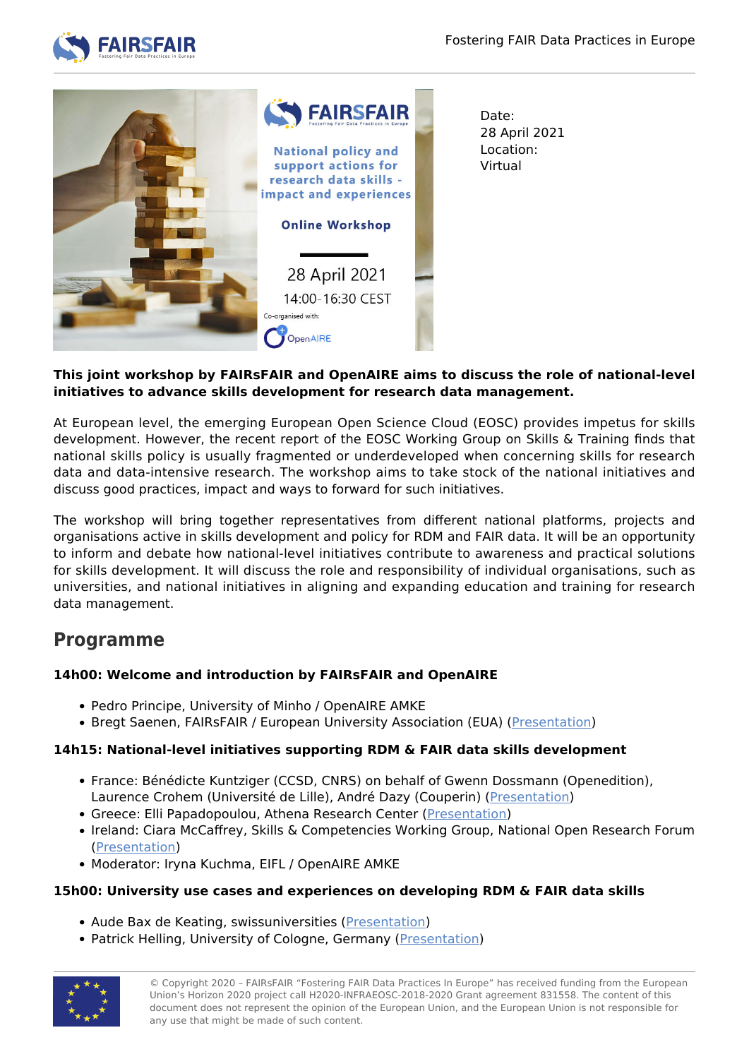Date:
28 April 2021
Location:
Virtual

**This joint workshop by FAIRsFAIR and OpenAIRE aims to discuss the role of national-level initiatives to advance skills development for research data management.**

At European level, the emerging European Open Science Cloud (EOSC) provides impetus for skills development. However, the recent report of the EOSC Working Group on Skills & Training finds that national skills policy is usually fragmented or underdeveloped when concerning skills for research data and data-intensive research. The workshop aims to take stock of the national initiatives and discuss good practices, impact and ways to forward for such initiatives.

The workshop will bring together representatives from different national platforms, projects and organisations active in skills development and policy for RDM and FAIR data. It will be an opportunity to inform and debate how national-level initiatives contribute to awareness and practical solutions for skills development. It will discuss the role and responsibility of individual organisations, such as universities, and national initiatives in aligning and expanding education and training for research data management.

## Programme

**14h00: Welcome and introduction by FAIRsFAIR and OpenAIRE**

- Pedro Principe, University of Minho / OpenAIRE AMKE
- Bregt Saenen, FAIRsFAIR / European University Association (EUA) (Presentation)

**14h15: National-level initiatives supporting RDM & FAIR data skills development**

- France: Bénédicte Kuntziger (CCSD, CNRS) on behalf of Gwenn Dossmann (Openedition), Laurence Crohem (Université de Lille), André Dazy (Couperin) (Presentation)
- Greece: Elli Papadopoulou, Athena Research Center (Presentation)
- Ireland: Ciara McCaffrey, Skills & Competencies Working Group, National Open Research Forum (Presentation)
- Moderator: Iryna Kuchma, EIFL / OpenAIRE AMKE

**15h00: University use cases and experiences on developing RDM & FAIR data skills**

- Aude Bax de Keating, swissuniversities (Presentation)
- Patrick Helling, University of Cologne, Germany (Presentation)

© Copyright 2020 – FAIRsFAIR "Fostering FAIR Data Practices In Europe" has received funding from the European Union's Horizon 2020 project call H2020-INFRAEOSC-2018-2020 Grant agreement 831558. The content of this document does not represent the opinion of the European Union, and the European Union is not responsible for any use that might be made of such content.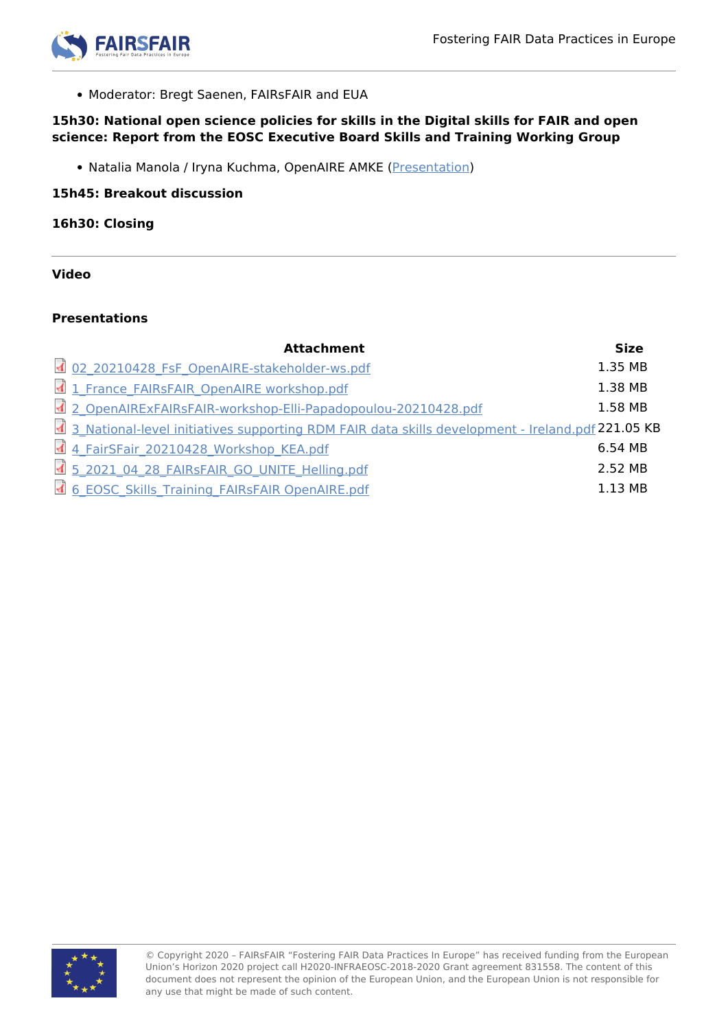- Moderator: Bregt Saenen, FAIRsFAIR and EUA

**15h30: National open science policies for skills in the Digital skills for FAIR and open science: Report from the EOSC Executive Board Skills and Training Working Group**

- Natalia Manola / Iryna Kuchma, OpenAIRE AMKE (Presentation)

**15h45: Breakout discussion**

**16h30: Closing**

---

**Video**

**Presentations**

| Attachment | Size |
| --- | --- |
| 02_20210428_FsF_OpenAIRE-stakeholder-ws.pdf | 1.35 MB |
| 1_France_FAIRsFAIR_OpenAIRE workshop.pdf | 1.38 MB |
| 2_OpenAIRExFAIRsFAIR-workshop-Elli-Papadopoulou-20210428.pdf | 1.58 MB |
| 3_National-level initiatives supporting RDM FAIR data skills development - Ireland.pdf | 221.05 KB |
| 4_FairSFair_20210428_Workshop_KEA.pdf | 6.54 MB |
| 5_2021_04_28_FAIRsFAIR_GO_UNITE_Helling.pdf | 2.52 MB |
| 6_EOSC_Skills_Training_FAIRsFAIR OpenAIRE.pdf | 1.13 MB |

© Copyright 2020 – FAIRsFAIR "Fostering FAIR Data Practices In Europe" has received funding from the European Union's Horizon 2020 project call H2020-INFRAEOSC-2018-2020 Grant agreement 831558. The content of this document does not represent the opinion of the European Union, and the European Union is not responsible for any use that might be made of such content.